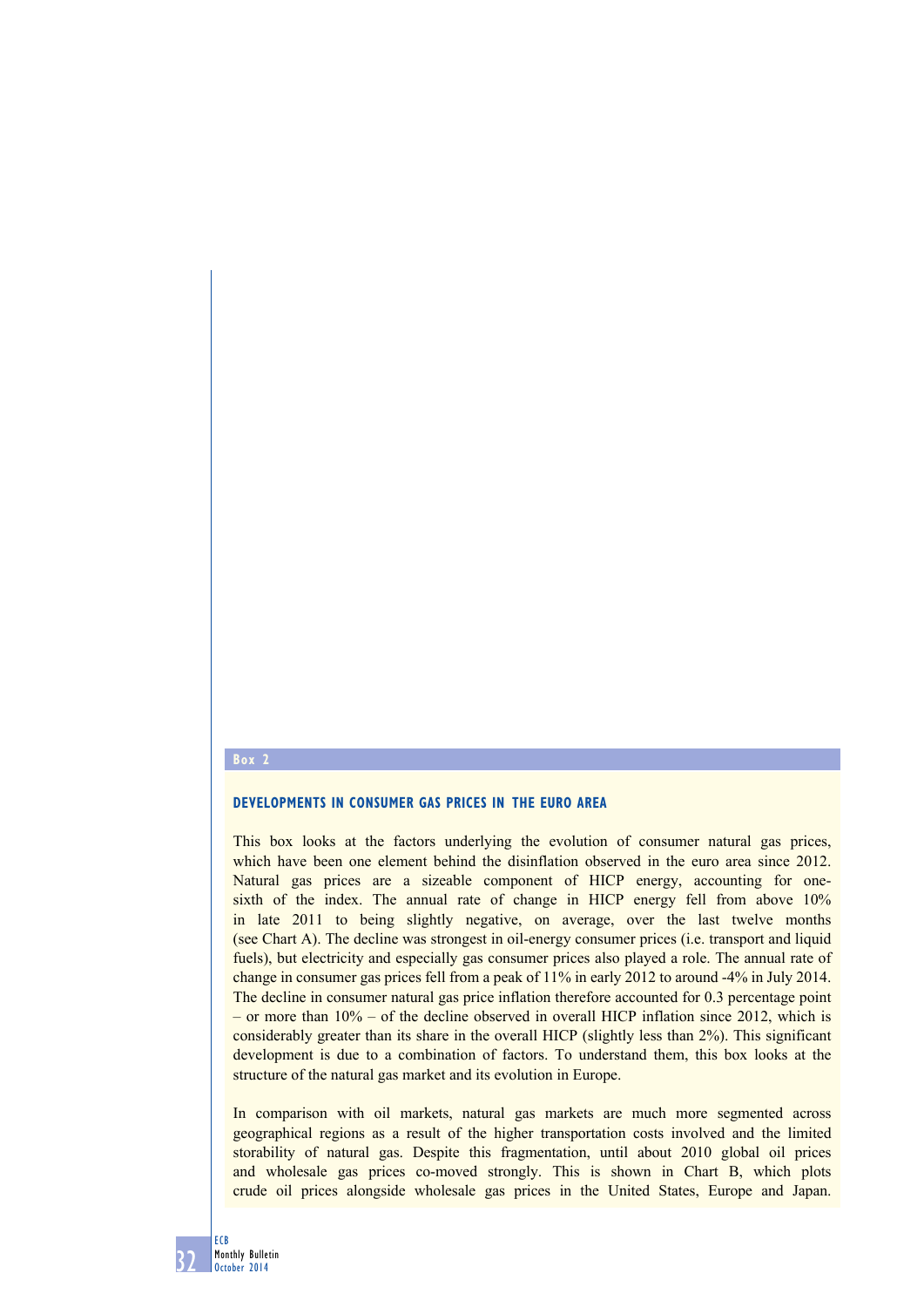## Box 2

### DEVELOPMENTS IN CONSUMER GAS PRICES IN THE EURO AREA

This box looks at the factors underlying the evolution of consumer natural gas prices, which have been one element behind the disinflation observed in the euro area since 2012. Natural gas prices are a sizeable component of HICP energy, accounting for one-sixth of the index. The annual rate of change in HICP energy fell from above 10% in late 2011 to being slightly negative, on average, over the last twelve months (see Chart A). The decline was strongest in oil-energy consumer prices (i.e. transport and liquid fuels), but electricity and especially gas consumer prices also played a role. The annual rate of change in consumer gas prices fell from a peak of 11% in early 2012 to around -4% in July 2014. The decline in consumer natural gas price inflation therefore accounted for 0.3 percentage point – or more than 10% – of the decline observed in overall HICP inflation since 2012, which is considerably greater than its share in the overall HICP (slightly less than 2%). This significant development is due to a combination of factors. To understand them, this box looks at the structure of the natural gas market and its evolution in Europe.

In comparison with oil markets, natural gas markets are much more segmented across geographical regions as a result of the higher transportation costs involved and the limited storability of natural gas. Despite this fragmentation, until about 2010 global oil prices and wholesale gas prices co-moved strongly. This is shown in Chart B, which plots crude oil prices alongside wholesale gas prices in the United States, Europe and Japan.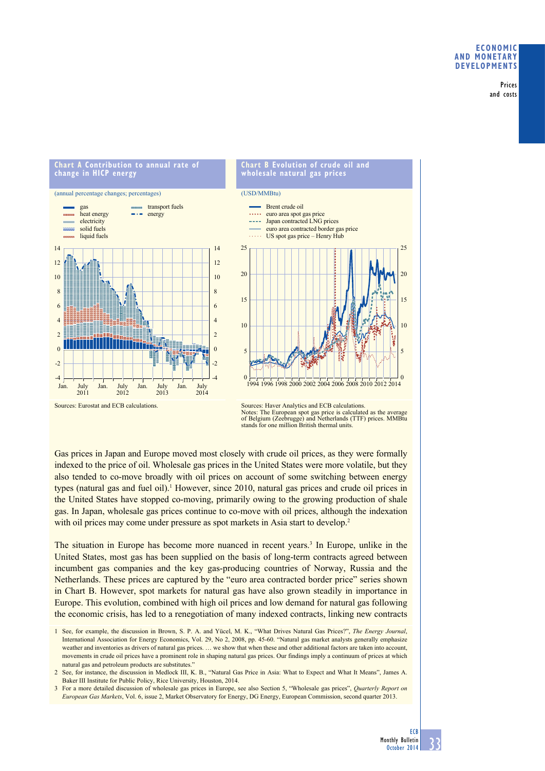**Chart A Contribution to annual rate of change in HICP energy**

(annual percentage changes; percentages)

Sources: Eurostat and ECB calculations.

**Chart B Evolution of crude oil and wholesale natural gas prices**

(USD/MMBtu)

Sources: Haver Analytics and ECB calculations.
Notes: The European spot gas price is calculated as the average of Belgium (Zeebrugge) and Netherlands (TTF) prices. MMBtu stands for one million British thermal units.

Gas prices in Japan and Europe moved most closely with crude oil prices, as they were formally indexed to the price of oil. Wholesale gas prices in the United States were more volatile, but they also tended to co-move broadly with oil prices on account of some switching between energy types (natural gas and fuel oil).[1] However, since 2010, natural gas prices and crude oil prices in the United States have stopped co-moving, primarily owing to the growing production of shale gas. In Japan, wholesale gas prices continue to co-move with oil prices, although the indexation with oil prices may come under pressure as spot markets in Asia start to develop.[2]

The situation in Europe has become more nuanced in recent years.[3] In Europe, unlike in the United States, most gas has been supplied on the basis of long-term contracts agreed between incumbent gas companies and the key gas-producing countries of Norway, Russia and the Netherlands. These prices are captured by the "euro area contracted border price" series shown in Chart B. However, spot markets for natural gas have also grown steadily in importance in Europe. This evolution, combined with high oil prices and low demand for natural gas following the economic crisis, has led to a renegotiation of many indexed contracts, linking new contracts

1 See, for example, the discussion in Brown, S. P. A. and Yücel, M. K., "What Drives Natural Gas Prices?", *The Energy Journal*, International Association for Energy Economics, Vol. 29, No 2, 2008, pp. 45-60. "Natural gas market analysts generally emphasize weather and inventories as drivers of natural gas prices. … we show that when these and other additional factors are taken into account, movements in crude oil prices have a prominent role in shaping natural gas prices. Our findings imply a continuum of prices at which natural gas and petroleum products are substitutes."

2 See, for instance, the discussion in Medlock III, K. B., "Natural Gas Price in Asia: What to Expect and What It Means", James A. Baker III Institute for Public Policy, Rice University, Houston, 2014.

3 For a more detailed discussion of wholesale gas prices in Europe, see also Section 5, "Wholesale gas prices", *Quarterly Report on European Gas Markets*, Vol. 6, issue 2, Market Observatory for Energy, DG Energy, European Commission, second quarter 2013.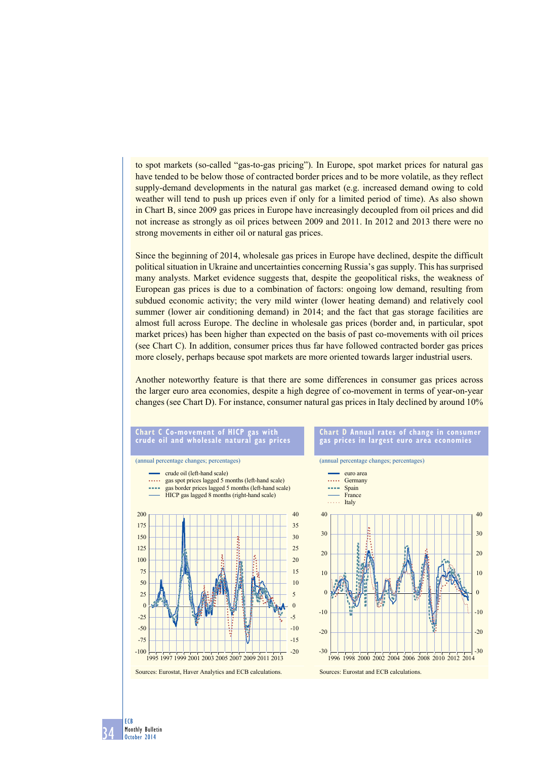to spot markets (so-called "gas-to-gas pricing"). In Europe, spot market prices for natural gas have tended to be below those of contracted border prices and to be more volatile, as they reflect supply-demand developments in the natural gas market (e.g. increased demand owing to cold weather will tend to push up prices even if only for a limited period of time). As also shown in Chart B, since 2009 gas prices in Europe have increasingly decoupled from oil prices and did not increase as strongly as oil prices between 2009 and 2011. In 2012 and 2013 there were no strong movements in either oil or natural gas prices.

Since the beginning of 2014, wholesale gas prices in Europe have declined, despite the difficult political situation in Ukraine and uncertainties concerning Russia's gas supply. This has surprised many analysts. Market evidence suggests that, despite the geopolitical risks, the weakness of European gas prices is due to a combination of factors: ongoing low demand, resulting from subdued economic activity; the very mild winter (lower heating demand) and relatively cool summer (lower air conditioning demand) in 2014; and the fact that gas storage facilities are almost full across Europe. The decline in wholesale gas prices (border and, in particular, spot market prices) has been higher than expected on the basis of past co-movements with oil prices (see Chart C). In addition, consumer prices thus far have followed contracted border gas prices more closely, perhaps because spot markets are more oriented towards larger industrial users.

Another noteworthy feature is that there are some differences in consumer gas prices across the larger euro area economies, despite a high degree of co-movement in terms of year-on-year changes (see Chart D). For instance, consumer natural gas prices in Italy declined by around 10%

**Chart C Co-movement of HICP gas with crude oil and wholesale natural gas prices**

(annual percentage changes; percentages)

- crude oil (left-hand scale)
- gas spot prices lagged 5 months (left-hand scale)
- gas border prices lagged 5 months (left-hand scale)
- HICP gas lagged 8 months (right-hand scale)

Sources: Eurostat, Haver Analytics and ECB calculations.

**Chart D Annual rates of change in consumer gas prices in largest euro area economies**

(annual percentage changes; percentages)

- euro area
- Germany
- Spain
- France
- Italy

Sources: Eurostat and ECB calculations.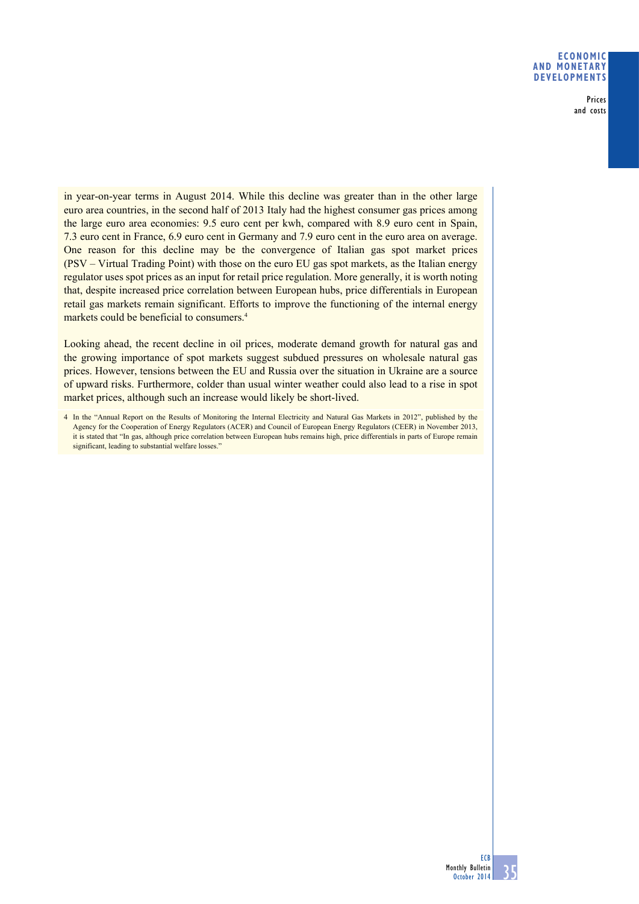in year-on-year terms in August 2014. While this decline was greater than in the other large euro area countries, in the second half of 2013 Italy had the highest consumer gas prices among the large euro area economies: 9.5 euro cent per kwh, compared with 8.9 euro cent in Spain, 7.3 euro cent in France, 6.9 euro cent in Germany and 7.9 euro cent in the euro area on average. One reason for this decline may be the convergence of Italian gas spot market prices (PSV – Virtual Trading Point) with those on the euro EU gas spot markets, as the Italian energy regulator uses spot prices as an input for retail price regulation. More generally, it is worth noting that, despite increased price correlation between European hubs, price differentials in European retail gas markets remain significant. Efforts to improve the functioning of the internal energy markets could be beneficial to consumers.[4]

Looking ahead, the recent decline in oil prices, moderate demand growth for natural gas and the growing importance of spot markets suggest subdued pressures on wholesale natural gas prices. However, tensions between the EU and Russia over the situation in Ukraine are a source of upward risks. Furthermore, colder than usual winter weather could also lead to a rise in spot market prices, although such an increase would likely be short-lived.

4 In the "Annual Report on the Results of Monitoring the Internal Electricity and Natural Gas Markets in 2012", published by the Agency for the Cooperation of Energy Regulators (ACER) and Council of European Energy Regulators (CEER) in November 2013, it is stated that "In gas, although price correlation between European hubs remains high, price differentials in parts of Europe remain significant, leading to substantial welfare losses."